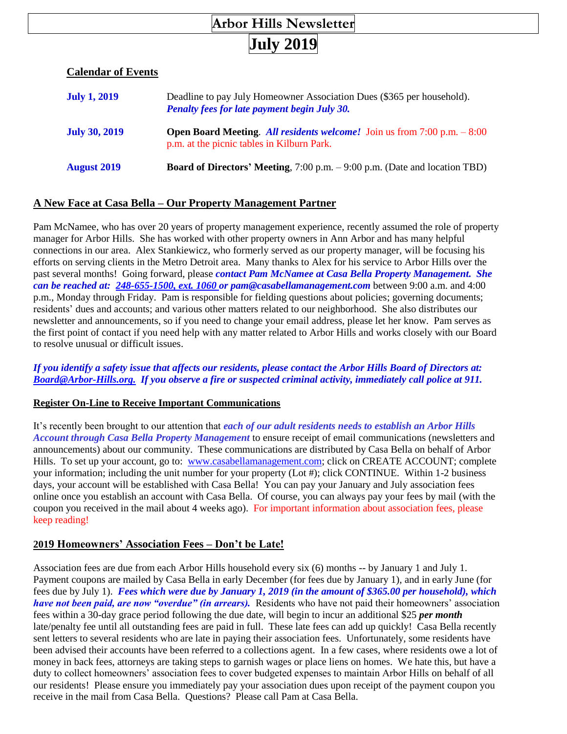# Arbor Hills Newsletter

# July 2019

## Calendar of Events

| | |
|---|---|
| **July 1, 2019** | Deadline to pay July Homeowner Association Dues ($365 per household). ***Penalty fees for late payment begin July 30.*** |
| **July 30, 2019** | **Open Board Meeting**. ***All residents welcome!*** Join us from 7:00 p.m. – 8:00 p.m. at the picnic tables in Kilburn Park. |
| **August 2019** | **Board of Directors' Meeting**, 7:00 p.m. – 9:00 p.m. (Date and location TBD) |

## A New Face at Casa Bella – Our Property Management Partner

Pam McNamee, who has over 20 years of property management experience, recently assumed the role of property manager for Arbor Hills. She has worked with other property owners in Ann Arbor and has many helpful connections in our area. Alex Stankiewicz, who formerly served as our property manager, will be focusing his efforts on serving clients in the Metro Detroit area. Many thanks to Alex for his service to Arbor Hills over the past several months! Going forward, please ***contact Pam McNamee at Casa Bella Property Management. She can be reached at: 248-655-1500, ext. 1060 or pam@casabellamanagement.com*** between 9:00 a.m. and 4:00 p.m., Monday through Friday. Pam is responsible for fielding questions about policies; governing documents; residents' dues and accounts; and various other matters related to our neighborhood. She also distributes our newsletter and announcements, so if you need to change your email address, please let her know. Pam serves as the first point of contact if you need help with any matter related to Arbor Hills and works closely with our Board to resolve unusual or difficult issues.

***If you identify a safety issue that affects our residents, please contact the Arbor Hills Board of Directors at: Board@Arbor-Hills.org. If you observe a fire or suspected criminal activity, immediately call police at 911.***

## Register On-Line to Receive Important Communications

It's recently been brought to our attention that ***each of our adult residents needs to establish an Arbor Hills Account through Casa Bella Property Management*** to ensure receipt of email communications (newsletters and announcements) about our community. These communications are distributed by Casa Bella on behalf of Arbor Hills. To set up your account, go to: www.casabellamanagement.com; click on CREATE ACCOUNT; complete your information; including the unit number for your property (Lot #); click CONTINUE. Within 1-2 business days, your account will be established with Casa Bella! You can pay your January and July association fees online once you establish an account with Casa Bella. Of course, you can always pay your fees by mail (with the coupon you received in the mail about 4 weeks ago). For important information about association fees, please keep reading!

## 2019 Homeowners' Association Fees – Don't be Late!

Association fees are due from each Arbor Hills household every six (6) months -- by January 1 and July 1. Payment coupons are mailed by Casa Bella in early December (for fees due by January 1), and in early June (for fees due by July 1). ***Fees which were due by January 1, 2019 (in the amount of $365.00 per household), which have not been paid, are now "overdue" (in arrears).*** Residents who have not paid their homeowners' association fees within a 30-day grace period following the due date, will begin to incur an additional $25 ***per month*** late/penalty fee until all outstanding fees are paid in full. These late fees can add up quickly! Casa Bella recently sent letters to several residents who are late in paying their association fees. Unfortunately, some residents have been advised their accounts have been referred to a collections agent. In a few cases, where residents owe a lot of money in back fees, attorneys are taking steps to garnish wages or place liens on homes. We hate this, but have a duty to collect homeowners' association fees to cover budgeted expenses to maintain Arbor Hills on behalf of all our residents! Please ensure you immediately pay your association dues upon receipt of the payment coupon you receive in the mail from Casa Bella. Questions? Please call Pam at Casa Bella.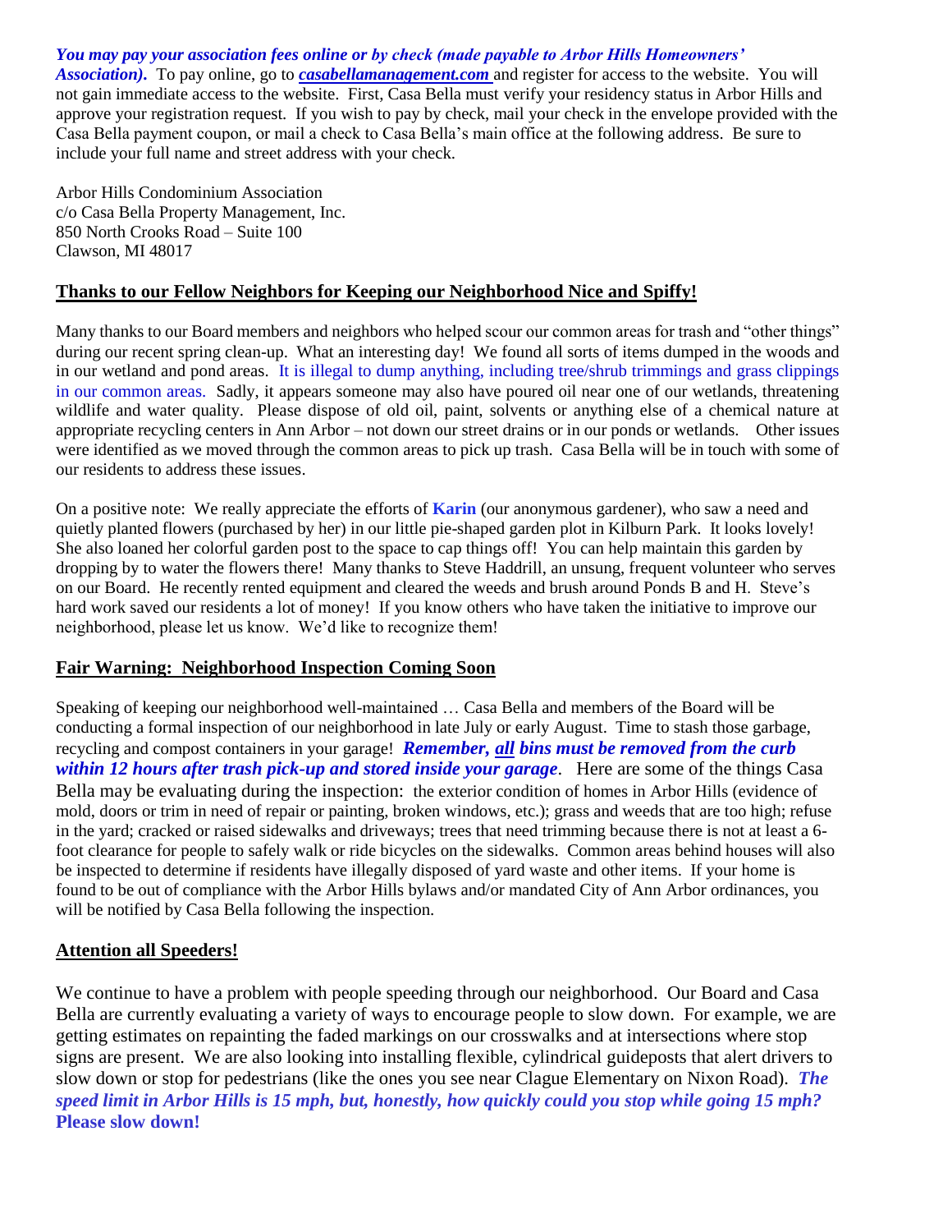***You may pay your association fees online or by check (made payable to Arbor Hills Homeowners' Association).*** To pay online, go to ***casabellamanagement.com*** and register for access to the website. You will not gain immediate access to the website. First, Casa Bella must verify your residency status in Arbor Hills and approve your registration request. If you wish to pay by check, mail your check in the envelope provided with the Casa Bella payment coupon, or mail a check to Casa Bella's main office at the following address. Be sure to include your full name and street address with your check.

Arbor Hills Condominium Association
c/o Casa Bella Property Management, Inc.
850 North Crooks Road – Suite 100
Clawson, MI 48017

## Thanks to our Fellow Neighbors for Keeping our Neighborhood Nice and Spiffy!

Many thanks to our Board members and neighbors who helped scour our common areas for trash and "other things" during our recent spring clean-up. What an interesting day! We found all sorts of items dumped in the woods and in our wetland and pond areas. It is illegal to dump anything, including tree/shrub trimmings and grass clippings in our common areas. Sadly, it appears someone may also have poured oil near one of our wetlands, threatening wildlife and water quality. Please dispose of old oil, paint, solvents or anything else of a chemical nature at appropriate recycling centers in Ann Arbor – not down our street drains or in our ponds or wetlands. Other issues were identified as we moved through the common areas to pick up trash. Casa Bella will be in touch with some of our residents to address these issues.

On a positive note: We really appreciate the efforts of **Karin** (our anonymous gardener), who saw a need and quietly planted flowers (purchased by her) in our little pie-shaped garden plot in Kilburn Park. It looks lovely! She also loaned her colorful garden post to the space to cap things off! You can help maintain this garden by dropping by to water the flowers there! Many thanks to Steve Haddrill, an unsung, frequent volunteer who serves on our Board. He recently rented equipment and cleared the weeds and brush around Ponds B and H. Steve's hard work saved our residents a lot of money! If you know others who have taken the initiative to improve our neighborhood, please let us know. We'd like to recognize them!

## Fair Warning: Neighborhood Inspection Coming Soon

Speaking of keeping our neighborhood well-maintained … Casa Bella and members of the Board will be conducting a formal inspection of our neighborhood in late July or early August. Time to stash those garbage, recycling and compost containers in your garage! ***Remember, all bins must be removed from the curb within 12 hours after trash pick-up and stored inside your garage***. Here are some of the things Casa Bella may be evaluating during the inspection: the exterior condition of homes in Arbor Hills (evidence of mold, doors or trim in need of repair or painting, broken windows, etc.); grass and weeds that are too high; refuse in the yard; cracked or raised sidewalks and driveways; trees that need trimming because there is not at least a 6-foot clearance for people to safely walk or ride bicycles on the sidewalks. Common areas behind houses will also be inspected to determine if residents have illegally disposed of yard waste and other items. If your home is found to be out of compliance with the Arbor Hills bylaws and/or mandated City of Ann Arbor ordinances, you will be notified by Casa Bella following the inspection.

## Attention all Speeders!

We continue to have a problem with people speeding through our neighborhood. Our Board and Casa Bella are currently evaluating a variety of ways to encourage people to slow down. For example, we are getting estimates on repainting the faded markings on our crosswalks and at intersections where stop signs are present. We are also looking into installing flexible, cylindrical guideposts that alert drivers to slow down or stop for pedestrians (like the ones you see near Clague Elementary on Nixon Road). ***The speed limit in Arbor Hills is 15 mph, but, honestly, how quickly could you stop while going 15 mph?*** **Please slow down!**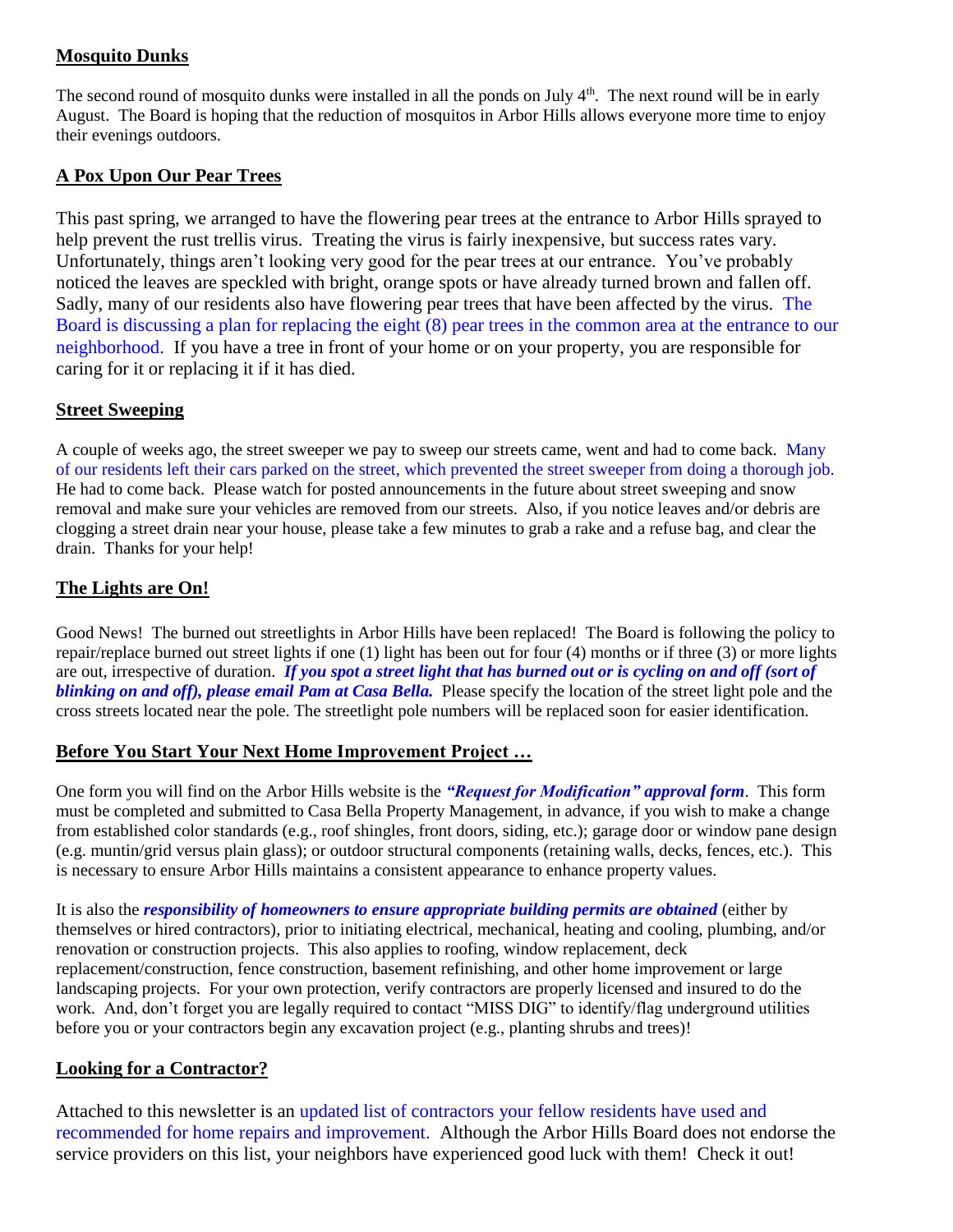## Mosquito Dunks

The second round of mosquito dunks were installed in all the ponds on July 4th. The next round will be in early August. The Board is hoping that the reduction of mosquitos in Arbor Hills allows everyone more time to enjoy their evenings outdoors.

## A Pox Upon Our Pear Trees

This past spring, we arranged to have the flowering pear trees at the entrance to Arbor Hills sprayed to help prevent the rust trellis virus. Treating the virus is fairly inexpensive, but success rates vary. Unfortunately, things aren't looking very good for the pear trees at our entrance. You've probably noticed the leaves are speckled with bright, orange spots or have already turned brown and fallen off. Sadly, many of our residents also have flowering pear trees that have been affected by the virus. The Board is discussing a plan for replacing the eight (8) pear trees in the common area at the entrance to our neighborhood. If you have a tree in front of your home or on your property, you are responsible for caring for it or replacing it if it has died.

## Street Sweeping

A couple of weeks ago, the street sweeper we pay to sweep our streets came, went and had to come back. Many of our residents left their cars parked on the street, which prevented the street sweeper from doing a thorough job. He had to come back. Please watch for posted announcements in the future about street sweeping and snow removal and make sure your vehicles are removed from our streets. Also, if you notice leaves and/or debris are clogging a street drain near your house, please take a few minutes to grab a rake and a refuse bag, and clear the drain. Thanks for your help!

## The Lights are On!

Good News! The burned out streetlights in Arbor Hills have been replaced! The Board is following the policy to repair/replace burned out street lights if one (1) light has been out for four (4) months or if three (3) or more lights are out, irrespective of duration. ***If you spot a street light that has burned out or is cycling on and off (sort of blinking on and off), please email Pam at Casa Bella.*** Please specify the location of the street light pole and the cross streets located near the pole. The streetlight pole numbers will be replaced soon for easier identification.

## Before You Start Your Next Home Improvement Project …

One form you will find on the Arbor Hills website is the ***"Request for Modification" approval form***. This form must be completed and submitted to Casa Bella Property Management, in advance, if you wish to make a change from established color standards (e.g., roof shingles, front doors, siding, etc.); garage door or window pane design (e.g. muntin/grid versus plain glass); or outdoor structural components (retaining walls, decks, fences, etc.). This is necessary to ensure Arbor Hills maintains a consistent appearance to enhance property values.

It is also the ***responsibility of homeowners to ensure appropriate building permits are obtained*** (either by themselves or hired contractors), prior to initiating electrical, mechanical, heating and cooling, plumbing, and/or renovation or construction projects. This also applies to roofing, window replacement, deck replacement/construction, fence construction, basement refinishing, and other home improvement or large landscaping projects. For your own protection, verify contractors are properly licensed and insured to do the work. And, don't forget you are legally required to contact "MISS DIG" to identify/flag underground utilities before you or your contractors begin any excavation project (e.g., planting shrubs and trees)!

## Looking for a Contractor?

Attached to this newsletter is an updated list of contractors your fellow residents have used and recommended for home repairs and improvement. Although the Arbor Hills Board does not endorse the service providers on this list, your neighbors have experienced good luck with them! Check it out!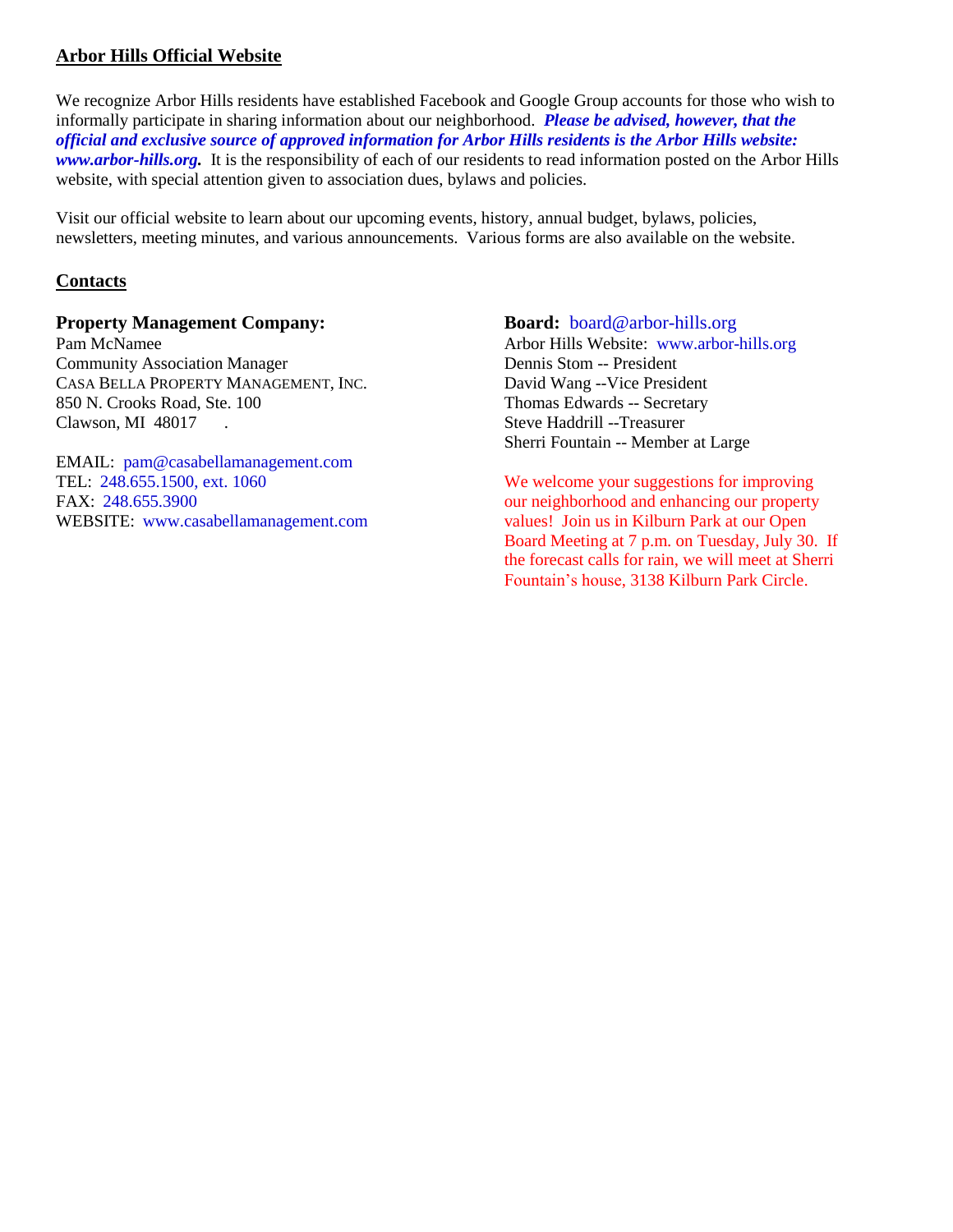## Arbor Hills Official Website

We recognize Arbor Hills residents have established Facebook and Google Group accounts for those who wish to informally participate in sharing information about our neighborhood. ***Please be advised, however, that the official and exclusive source of approved information for Arbor Hills residents is the Arbor Hills website: www.arbor-hills.org.*** It is the responsibility of each of our residents to read information posted on the Arbor Hills website, with special attention given to association dues, bylaws and policies.

Visit our official website to learn about our upcoming events, history, annual budget, bylaws, policies, newsletters, meeting minutes, and various announcements. Various forms are also available on the website.

## Contacts

**Property Management Company:**
Pam McNamee
Community Association Manager
CASA BELLA PROPERTY MANAGEMENT, INC.
850 N. Crooks Road, Ste. 100
Clawson, MI 48017 .

EMAIL: pam@casabellamanagement.com
TEL: 248.655.1500, ext. 1060
FAX: 248.655.3900
WEBSITE: www.casabellamanagement.com

**Board:** board@arbor-hills.org
Arbor Hills Website: www.arbor-hills.org
Dennis Stom -- President
David Wang --Vice President
Thomas Edwards -- Secretary
Steve Haddrill --Treasurer
Sherri Fountain -- Member at Large

We welcome your suggestions for improving our neighborhood and enhancing our property values! Join us in Kilburn Park at our Open Board Meeting at 7 p.m. on Tuesday, July 30. If the forecast calls for rain, we will meet at Sherri Fountain's house, 3138 Kilburn Park Circle.